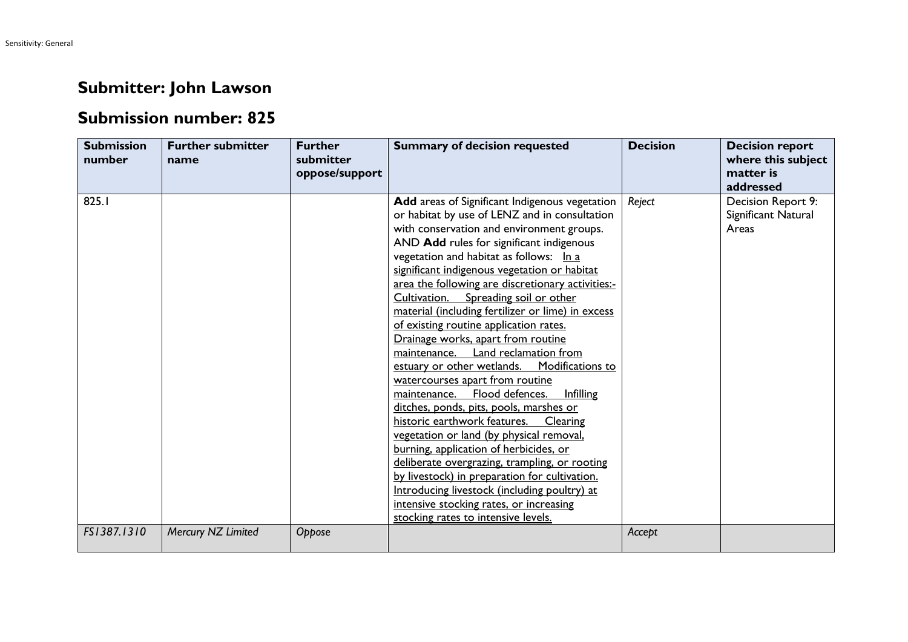## Submitter: John Lawson

## Submission number: 825

| Submission number | Further submitter name | Further submitter oppose/support | Summary of decision requested | Decision | Decision report where this subject matter is addressed |
|---|---|---|---|---|---|
| 825.1 | | | **Add** areas of Significant Indigenous vegetation or habitat by use of LENZ and in consultation with conservation and environment groups. AND **Add** rules for significant indigenous vegetation and habitat as follows: <u>In a significant indigenous vegetation or habitat area the following are discretionary activities:- Cultivation. Spreading soil or other material (including fertilizer or lime) in excess of existing routine application rates. Drainage works, apart from routine maintenance. Land reclamation from estuary or other wetlands. Modifications to watercourses apart from routine maintenance. Flood defences. Infilling ditches, ponds, pits, pools, marshes or historic earthwork features. Clearing vegetation or land (by physical removal, burning, application of herbicides, or deliberate overgrazing, trampling, or rooting by livestock) in preparation for cultivation. Introducing livestock (including poultry) at intensive stocking rates, or increasing stocking rates to intensive levels.</u> | *Reject* | Decision Report 9: Significant Natural Areas |
| *FS1387.1310* | *Mercury NZ Limited* | *Oppose* | | *Accept* | |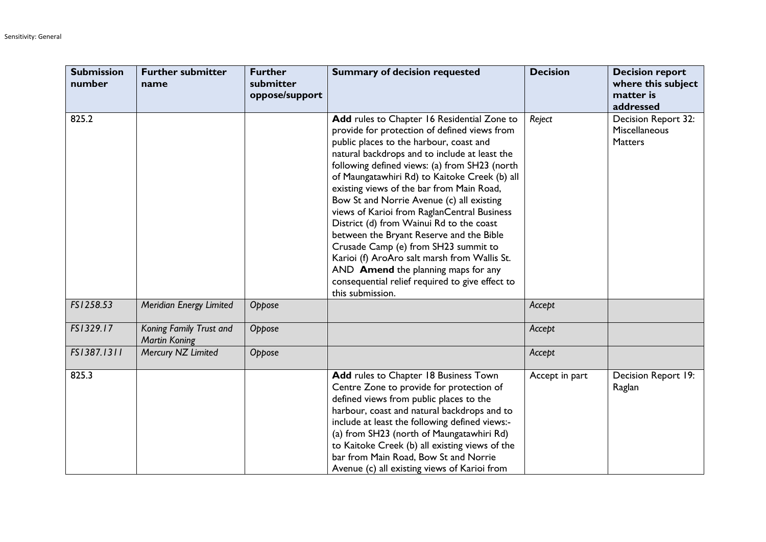| Submission number | Further submitter name | Further submitter oppose/support | Summary of decision requested | Decision | Decision report where this subject matter is addressed |
|---|---|---|---|---|---|
| 825.2 | | | **Add** rules to Chapter 16 Residential Zone to provide for protection of defined views from public places to the harbour, coast and natural backdrops and to include at least the following defined views: (a) from SH23 (north of Maungatawhiri Rd) to Kaitoke Creek (b) all existing views of the bar from Main Road, Bow St and Norrie Avenue (c) all existing views of Karioi from RaglanCentral Business District (d) from Wainui Rd to the coast between the Bryant Reserve and the Bible Crusade Camp (e) from SH23 summit to Karioi (f) AroAro salt marsh from Wallis St. AND **Amend** the planning maps for any consequential relief required to give effect to this submission. | *Reject* | Decision Report 32: Miscellaneous Matters |
| *FS1258.53* | *Meridian Energy Limited* | *Oppose* | | *Accept* | |
| *FS1329.17* | *Koning Family Trust and Martin Koning* | *Oppose* | | *Accept* | |
| *FS1387.1311* | *Mercury NZ Limited* | *Oppose* | | *Accept* | |
| 825.3 | | | **Add** rules to Chapter 18 Business Town Centre Zone to provide for protection of defined views from public places to the harbour, coast and natural backdrops and to include at least the following defined views:- (a) from SH23 (north of Maungatawhiri Rd) to Kaitoke Creek (b) all existing views of the bar from Main Road, Bow St and Norrie Avenue (c) all existing views of Karioi from | Accept in part | Decision Report 19: Raglan |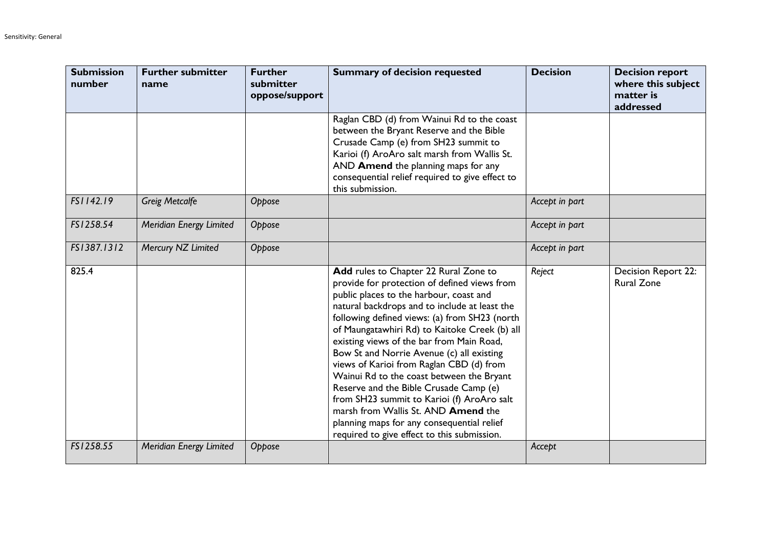| Submission number | Further submitter name | Further submitter oppose/support | Summary of decision requested | Decision | Decision report where this subject matter is addressed |
|---|---|---|---|---|---|
| | | | Raglan CBD (d) from Wainui Rd to the coast between the Bryant Reserve and the Bible Crusade Camp (e) from SH23 summit to Karioi (f) AroAro salt marsh from Wallis St. AND **Amend** the planning maps for any consequential relief required to give effect to this submission. | | |
| *FS1142.19* | *Greig Metcalfe* | *Oppose* | | *Accept in part* | |
| *FS1258.54* | *Meridian Energy Limited* | *Oppose* | | *Accept in part* | |
| *FS1387.1312* | *Mercury NZ Limited* | *Oppose* | | *Accept in part* | |
| 825.4 | | | **Add** rules to Chapter 22 Rural Zone to provide for protection of defined views from public places to the harbour, coast and natural backdrops and to include at least the following defined views: (a) from SH23 (north of Maungatawhiri Rd) to Kaitoke Creek (b) all existing views of the bar from Main Road, Bow St and Norrie Avenue (c) all existing views of Karioi from Raglan CBD (d) from Wainui Rd to the coast between the Bryant Reserve and the Bible Crusade Camp (e) from SH23 summit to Karioi (f) AroAro salt marsh from Wallis St. AND **Amend** the planning maps for any consequential relief required to give effect to this submission. | *Reject* | Decision Report 22: Rural Zone |
| *FS1258.55* | *Meridian Energy Limited* | *Oppose* | | *Accept* | |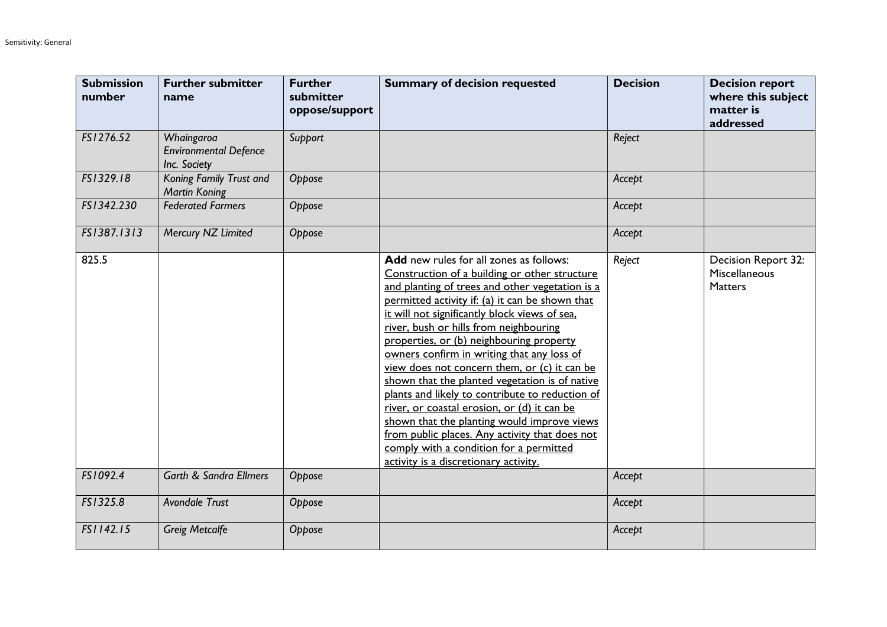| Submission number | Further submitter name | Further submitter oppose/support | Summary of decision requested | Decision | Decision report where this subject matter is addressed |
|---|---|---|---|---|---|
| *FS1276.52* | *Whaingaroa Environmental Defence Inc. Society* | *Support* | | *Reject* | |
| *FS1329.18* | *Koning Family Trust and Martin Koning* | *Oppose* | | *Accept* | |
| *FS1342.230* | *Federated Farmers* | *Oppose* | | *Accept* | |
| *FS1387.1313* | *Mercury NZ Limited* | *Oppose* | | *Accept* | |
| 825.5 | | | **Add** new rules for all zones as follows: <u>Construction of a building or other structure and planting of trees and other vegetation is a permitted activity if: (a) it can be shown that it will not significantly block views of sea, river, bush or hills from neighbouring properties, or (b) neighbouring property owners confirm in writing that any loss of view does not concern them, or (c) it can be shown that the planted vegetation is of native plants and likely to contribute to reduction of river, or coastal erosion, or (d) it can be shown that the planting would improve views from public places. Any activity that does not comply with a condition for a permitted activity is a discretionary activity.</u> | *Reject* | Decision Report 32: Miscellaneous Matters |
| *FS1092.4* | *Garth & Sandra Ellmers* | *Oppose* | | *Accept* | |
| *FS1325.8* | *Avondale Trust* | *Oppose* | | *Accept* | |
| *FS1142.15* | *Greig Metcalfe* | *Oppose* | | *Accept* | |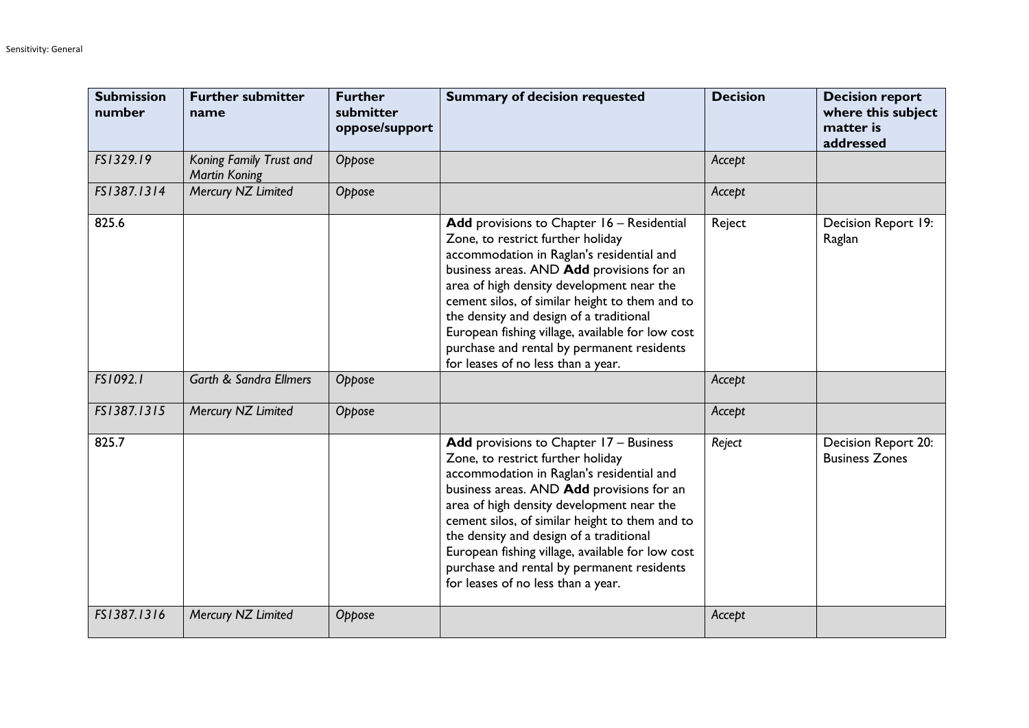| Submission number | Further submitter name | Further submitter oppose/support | Summary of decision requested | Decision | Decision report where this subject matter is addressed |
|---|---|---|---|---|---|
| *FS1329.19* | *Koning Family Trust and Martin Koning* | *Oppose* | | *Accept* | |
| *FS1387.1314* | *Mercury NZ Limited* | *Oppose* | | *Accept* | |
| 825.6 | | | **Add** provisions to Chapter 16 – Residential Zone, to restrict further holiday accommodation in Raglan's residential and business areas. AND **Add** provisions for an area of high density development near the cement silos, of similar height to them and to the density and design of a traditional European fishing village, available for low cost purchase and rental by permanent residents for leases of no less than a year. | Reject | Decision Report 19: Raglan |
| *FS1092.1* | *Garth & Sandra Ellmers* | *Oppose* | | *Accept* | |
| *FS1387.1315* | *Mercury NZ Limited* | *Oppose* | | *Accept* | |
| 825.7 | | | **Add** provisions to Chapter 17 – Business Zone, to restrict further holiday accommodation in Raglan's residential and business areas. AND **Add** provisions for an area of high density development near the cement silos, of similar height to them and to the density and design of a traditional European fishing village, available for low cost purchase and rental by permanent residents for leases of no less than a year. | *Reject* | Decision Report 20: Business Zones |
| *FS1387.1316* | *Mercury NZ Limited* | *Oppose* | | *Accept* | |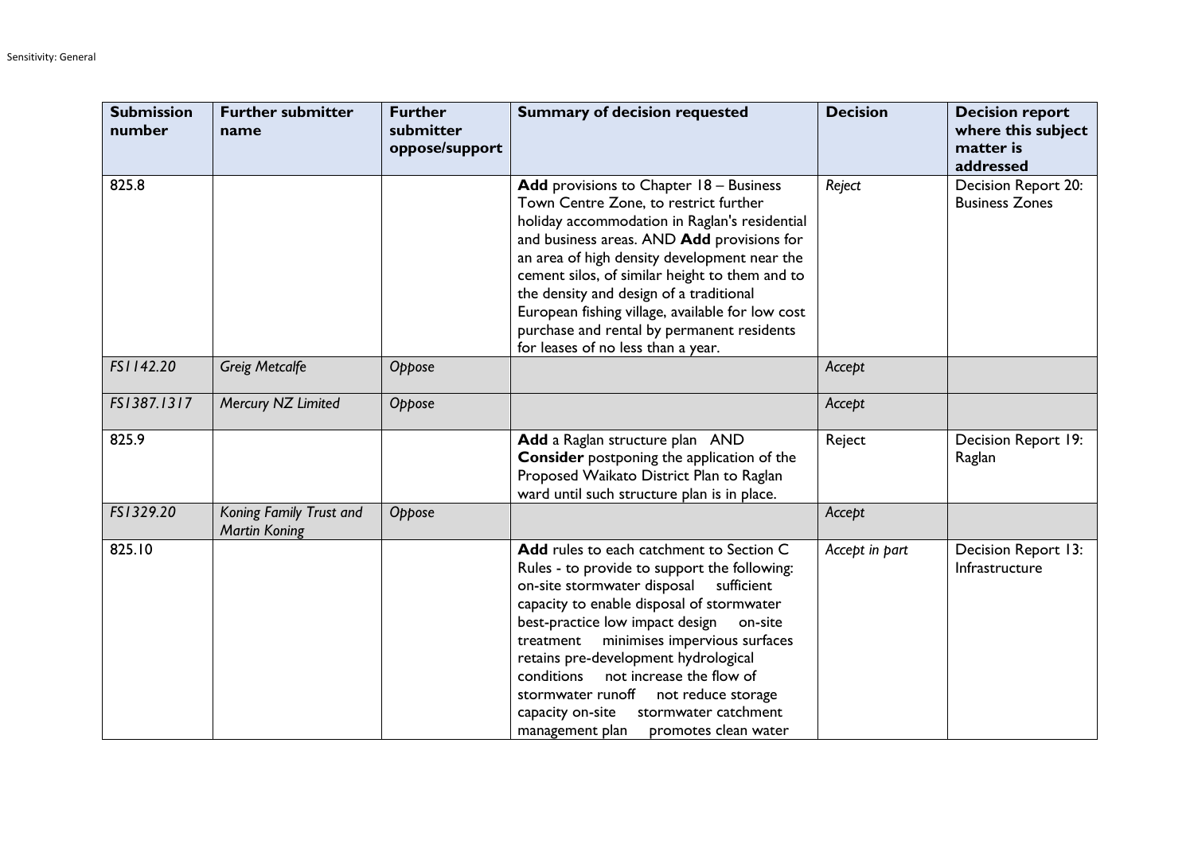| Submission number | Further submitter name | Further submitter oppose/support | Summary of decision requested | Decision | Decision report where this subject matter is addressed |
|---|---|---|---|---|---|
| 825.8 | | | **Add** provisions to Chapter 18 – Business Town Centre Zone, to restrict further holiday accommodation in Raglan's residential and business areas. AND **Add** provisions for an area of high density development near the cement silos, of similar height to them and to the density and design of a traditional European fishing village, available for low cost purchase and rental by permanent residents for leases of no less than a year. | *Reject* | Decision Report 20: Business Zones |
| *FS1142.20* | *Greig Metcalfe* | *Oppose* | | *Accept* | |
| *FS1387.1317* | *Mercury NZ Limited* | *Oppose* | | *Accept* | |
| 825.9 | | | **Add** a Raglan structure plan AND **Consider** postponing the application of the Proposed Waikato District Plan to Raglan ward until such structure plan is in place. | Reject | Decision Report 19: Raglan |
| *FS1329.20* | *Koning Family Trust and Martin Koning* | *Oppose* | | *Accept* | |
| 825.10 | | | **Add** rules to each catchment to Section C Rules - to provide to support the following: on-site stormwater disposal sufficient capacity to enable disposal of stormwater best-practice low impact design on-site treatment minimises impervious surfaces retains pre-development hydrological conditions not increase the flow of stormwater runoff not reduce storage capacity on-site stormwater catchment management plan promotes clean water | *Accept in part* | Decision Report 13: Infrastructure |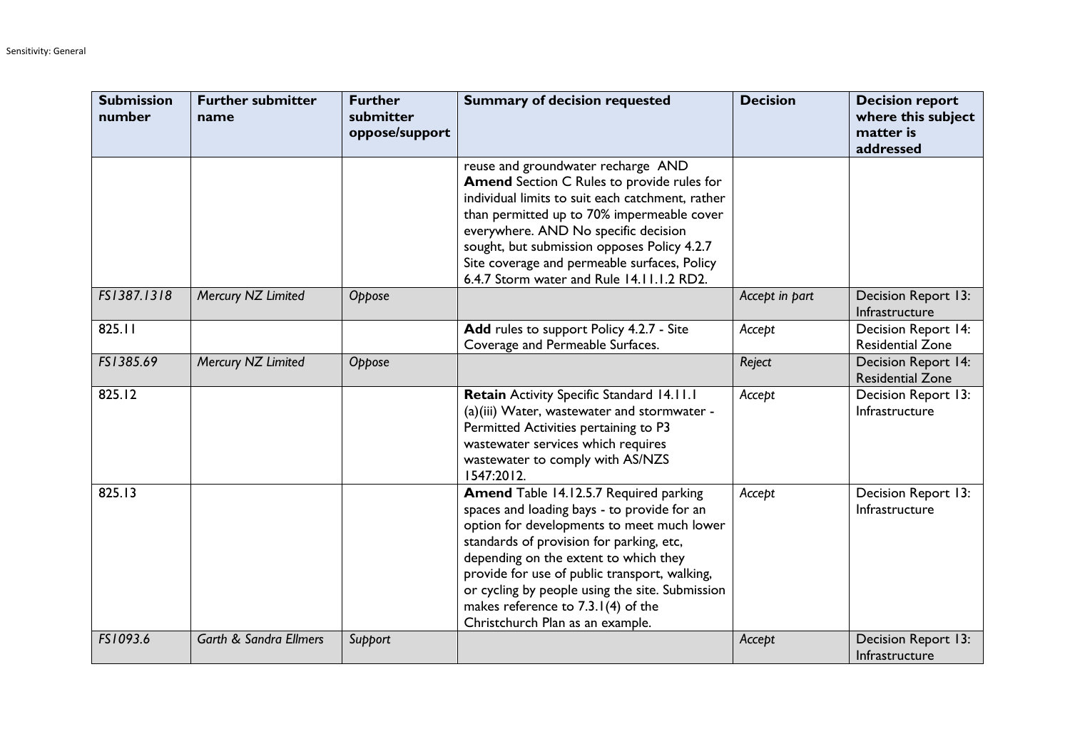| Submission number | Further submitter name | Further submitter oppose/support | Summary of decision requested | Decision | Decision report where this subject matter is addressed |
|---|---|---|---|---|---|
| | | | reuse and groundwater recharge AND **Amend** Section C Rules to provide rules for individual limits to suit each catchment, rather than permitted up to 70% impermeable cover everywhere. AND No specific decision sought, but submission opposes Policy 4.2.7 Site coverage and permeable surfaces, Policy 6.4.7 Storm water and Rule 14.11.1.2 RD2. | | |
| *FS1387.1318* | *Mercury NZ Limited* | *Oppose* | | *Accept in part* | Decision Report 13: Infrastructure |
| 825.11 | | | **Add** rules to support Policy 4.2.7 - Site Coverage and Permeable Surfaces. | *Accept* | Decision Report 14: Residential Zone |
| *FS1385.69* | *Mercury NZ Limited* | *Oppose* | | *Reject* | Decision Report 14: Residential Zone |
| 825.12 | | | **Retain** Activity Specific Standard 14.11.1 (a)(iii) Water, wastewater and stormwater - Permitted Activities pertaining to P3 wastewater services which requires wastewater to comply with AS/NZS 1547:2012. | *Accept* | Decision Report 13: Infrastructure |
| 825.13 | | | **Amend** Table 14.12.5.7 Required parking spaces and loading bays - to provide for an option for developments to meet much lower standards of provision for parking, etc, depending on the extent to which they provide for use of public transport, walking, or cycling by people using the site. Submission makes reference to 7.3.1(4) of the Christchurch Plan as an example. | *Accept* | Decision Report 13: Infrastructure |
| *FS1093.6* | *Garth & Sandra Ellmers* | *Support* | | *Accept* | Decision Report 13: Infrastructure |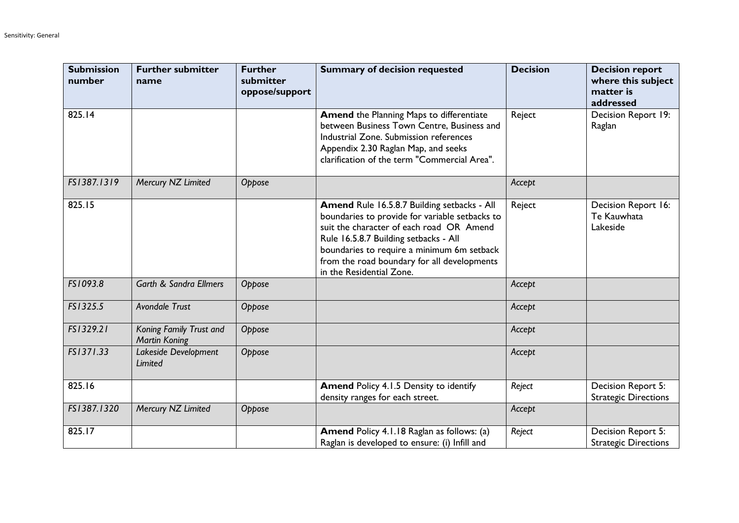| Submission number | Further submitter name | Further submitter oppose/support | Summary of decision requested | Decision | Decision report where this subject matter is addressed |
|---|---|---|---|---|---|
| 825.14 | | | **Amend** the Planning Maps to differentiate between Business Town Centre, Business and Industrial Zone. Submission references Appendix 2.30 Raglan Map, and seeks clarification of the term "Commercial Area". | Reject | Decision Report 19: Raglan |
| *FS1387.1319* | *Mercury NZ Limited* | *Oppose* | | *Accept* | |
| 825.15 | | | **Amend** Rule 16.5.8.7 Building setbacks - All boundaries to provide for variable setbacks to suit the character of each road OR Amend Rule 16.5.8.7 Building setbacks - All boundaries to require a minimum 6m setback from the road boundary for all developments in the Residential Zone. | Reject | Decision Report 16: Te Kauwhata Lakeside |
| *FS1093.8* | *Garth & Sandra Ellmers* | *Oppose* | | *Accept* | |
| *FS1325.5* | *Avondale Trust* | *Oppose* | | *Accept* | |
| *FS1329.21* | *Koning Family Trust and Martin Koning* | *Oppose* | | *Accept* | |
| *FS1371.33* | *Lakeside Development Limited* | *Oppose* | | *Accept* | |
| 825.16 | | | **Amend** Policy 4.1.5 Density to identify density ranges for each street. | *Reject* | Decision Report 5: Strategic Directions |
| *FS1387.1320* | *Mercury NZ Limited* | *Oppose* | | *Accept* | |
| 825.17 | | | **Amend** Policy 4.1.18 Raglan as follows: (a) Raglan is developed to ensure: (i) Infill and | *Reject* | Decision Report 5: Strategic Directions |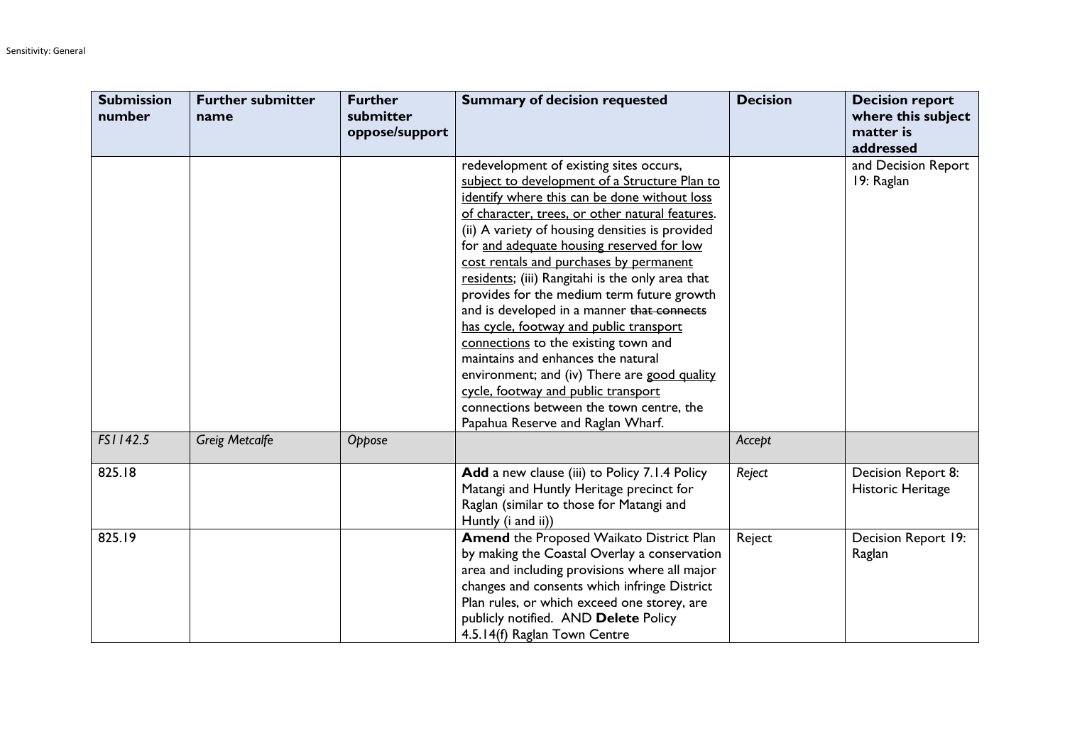| Submission number | Further submitter name | Further submitter oppose/support | Summary of decision requested | Decision | Decision report where this subject matter is addressed |
|---|---|---|---|---|---|
| | | | redevelopment of existing sites occurs, <u>subject to development of a Structure Plan to identify where this can be done without loss of character, trees, or other natural features</u>. (ii) A variety of housing densities is provided for <u>and adequate housing reserved for low cost rentals and purchases by permanent residents</u>; (iii) Rangitahi is the only area that provides for the medium term future growth and is developed in a manner ~~that connects~~ <u>has cycle, footway and public transport connections</u> to the existing town and maintains and enhances the natural environment; and (iv) There are <u>good quality cycle, footway and public transport</u> connections between the town centre, the Papahua Reserve and Raglan Wharf. | | and Decision Report 19: Raglan |
| *FS1142.5* | *Greig Metcalfe* | *Oppose* | | *Accept* | |
| 825.18 | | | **Add** a new clause (iii) to Policy 7.1.4 Policy Matangi and Huntly Heritage precinct for Raglan (similar to those for Matangi and Huntly (i and ii)) | *Reject* | Decision Report 8: Historic Heritage |
| 825.19 | | | **Amend** the Proposed Waikato District Plan by making the Coastal Overlay a conservation area and including provisions where all major changes and consents which infringe District Plan rules, or which exceed one storey, are publicly notified. AND **Delete** Policy 4.5.14(f) Raglan Town Centre | Reject | Decision Report 19: Raglan |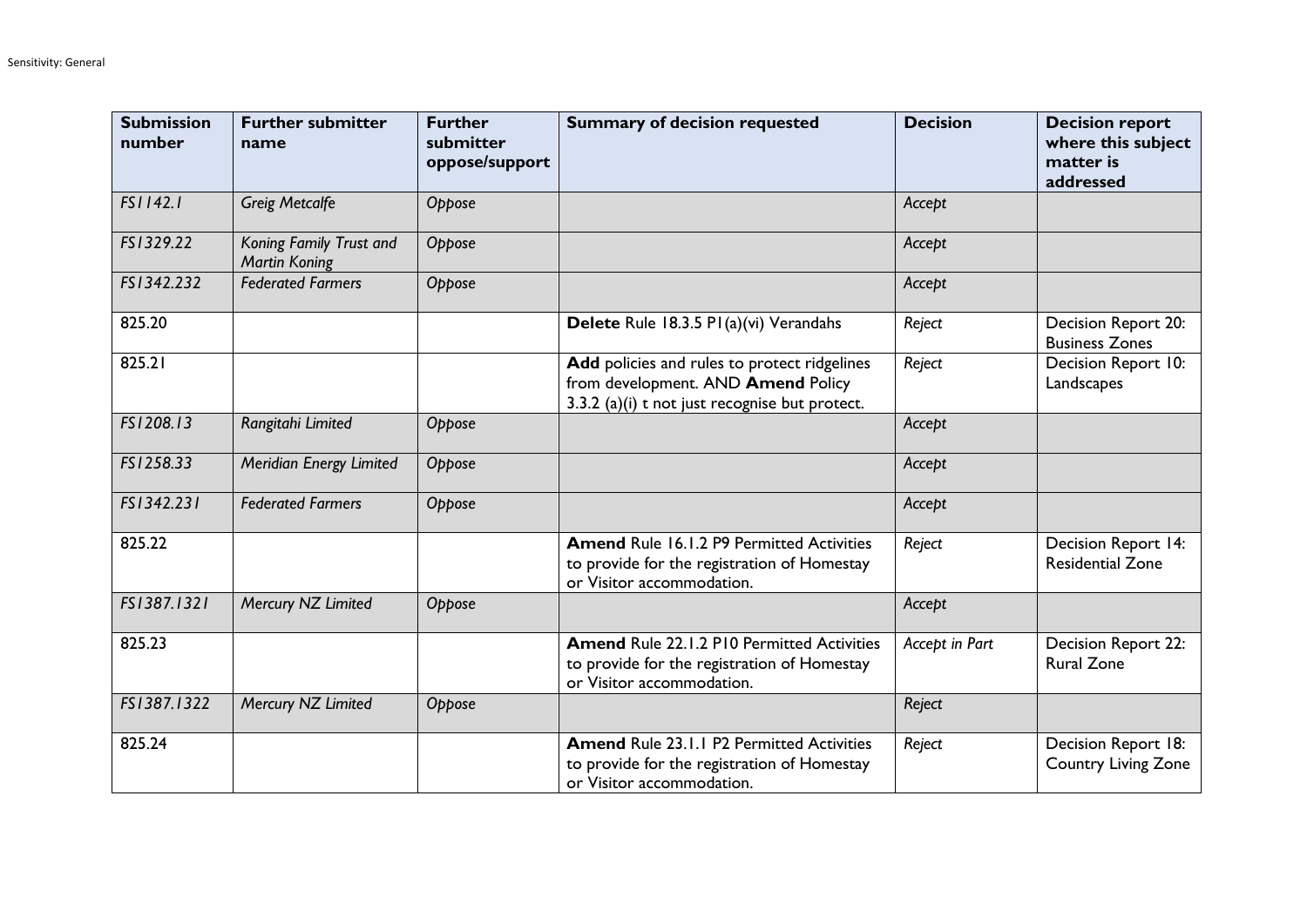| Submission number | Further submitter name | Further submitter oppose/support | Summary of decision requested | Decision | Decision report where this subject matter is addressed |
|---|---|---|---|---|---|
| *FS1142.1* | *Greig Metcalfe* | *Oppose* | | *Accept* | |
| *FS1329.22* | *Koning Family Trust and Martin Koning* | *Oppose* | | *Accept* | |
| *FS1342.232* | *Federated Farmers* | *Oppose* | | *Accept* | |
| 825.20 | | | **Delete** Rule 18.3.5 P1(a)(vi) Verandahs | *Reject* | Decision Report 20: Business Zones |
| 825.21 | | | **Add** policies and rules to protect ridgelines from development. AND **Amend** Policy 3.3.2 (a)(i) t not just recognise but protect. | *Reject* | Decision Report 10: Landscapes |
| *FS1208.13* | *Rangitahi Limited* | *Oppose* | | *Accept* | |
| *FS1258.33* | *Meridian Energy Limited* | *Oppose* | | *Accept* | |
| *FS1342.231* | *Federated Farmers* | *Oppose* | | *Accept* | |
| 825.22 | | | **Amend** Rule 16.1.2 P9 Permitted Activities to provide for the registration of Homestay or Visitor accommodation. | *Reject* | Decision Report 14: Residential Zone |
| *FS1387.1321* | *Mercury NZ Limited* | *Oppose* | | *Accept* | |
| 825.23 | | | **Amend** Rule 22.1.2 P10 Permitted Activities to provide for the registration of Homestay or Visitor accommodation. | *Accept in Part* | Decision Report 22: Rural Zone |
| *FS1387.1322* | *Mercury NZ Limited* | *Oppose* | | *Reject* | |
| 825.24 | | | **Amend** Rule 23.1.1 P2 Permitted Activities to provide for the registration of Homestay or Visitor accommodation. | *Reject* | Decision Report 18: Country Living Zone |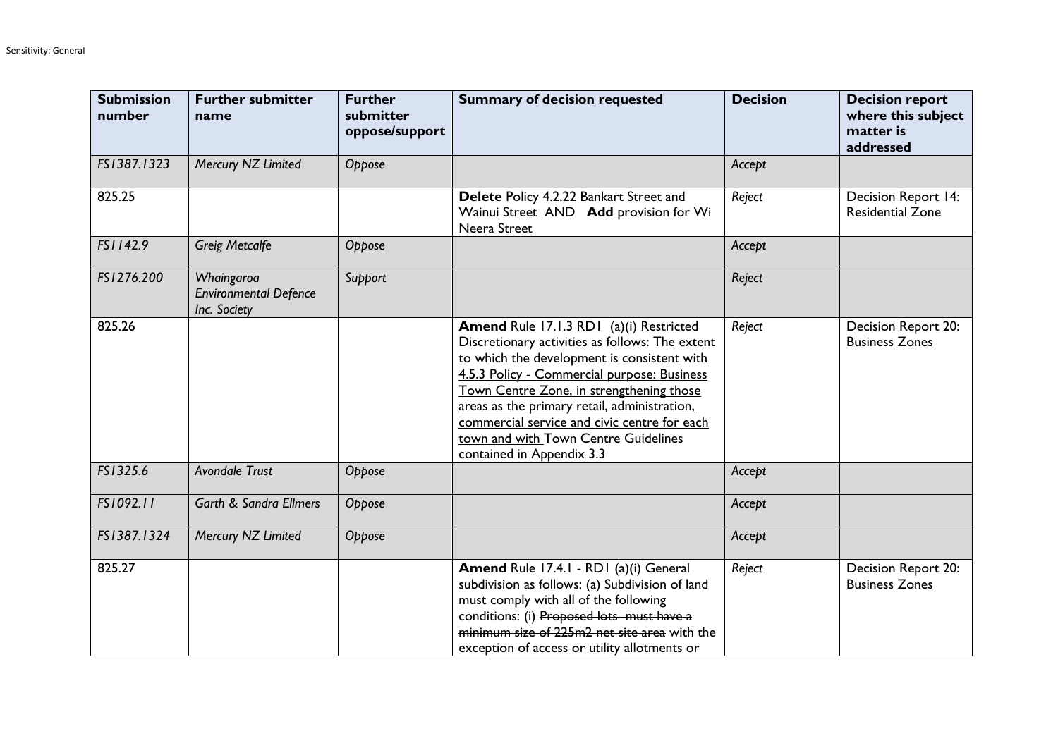| Submission number | Further submitter name | Further submitter oppose/support | Summary of decision requested | Decision | Decision report where this subject matter is addressed |
|---|---|---|---|---|---|
| *FS1387.1323* | *Mercury NZ Limited* | *Oppose* | | *Accept* | |
| 825.25 | | | **Delete** Policy 4.2.22 Bankart Street and Wainui Street AND **Add** provision for Wi Neera Street | *Reject* | Decision Report 14: Residential Zone |
| *FS1142.9* | *Greig Metcalfe* | *Oppose* | | *Accept* | |
| *FS1276.200* | *Whaingaroa Environmental Defence Inc. Society* | *Support* | | *Reject* | |
| 825.26 | | | **Amend** Rule 17.1.3 RD1 (a)(i) Restricted Discretionary activities as follows: The extent to which the development is consistent with <u>4.5.3 Policy - Commercial purpose: Business Town Centre Zone, in strengthening those areas as the primary retail, administration, commercial service and civic centre for each town and with</u> Town Centre Guidelines contained in Appendix 3.3 | *Reject* | Decision Report 20: Business Zones |
| *FS1325.6* | *Avondale Trust* | *Oppose* | | *Accept* | |
| *FS1092.11* | *Garth & Sandra Ellmers* | *Oppose* | | *Accept* | |
| *FS1387.1324* | *Mercury NZ Limited* | *Oppose* | | *Accept* | |
| 825.27 | | | **Amend** Rule 17.4.1 - RD1 (a)(i) General subdivision as follows: (a) Subdivision of land must comply with all of the following conditions: (i) ~~Proposed lots must have a minimum size of 225m2 net site area~~ with the exception of access or utility allotments or | *Reject* | Decision Report 20: Business Zones |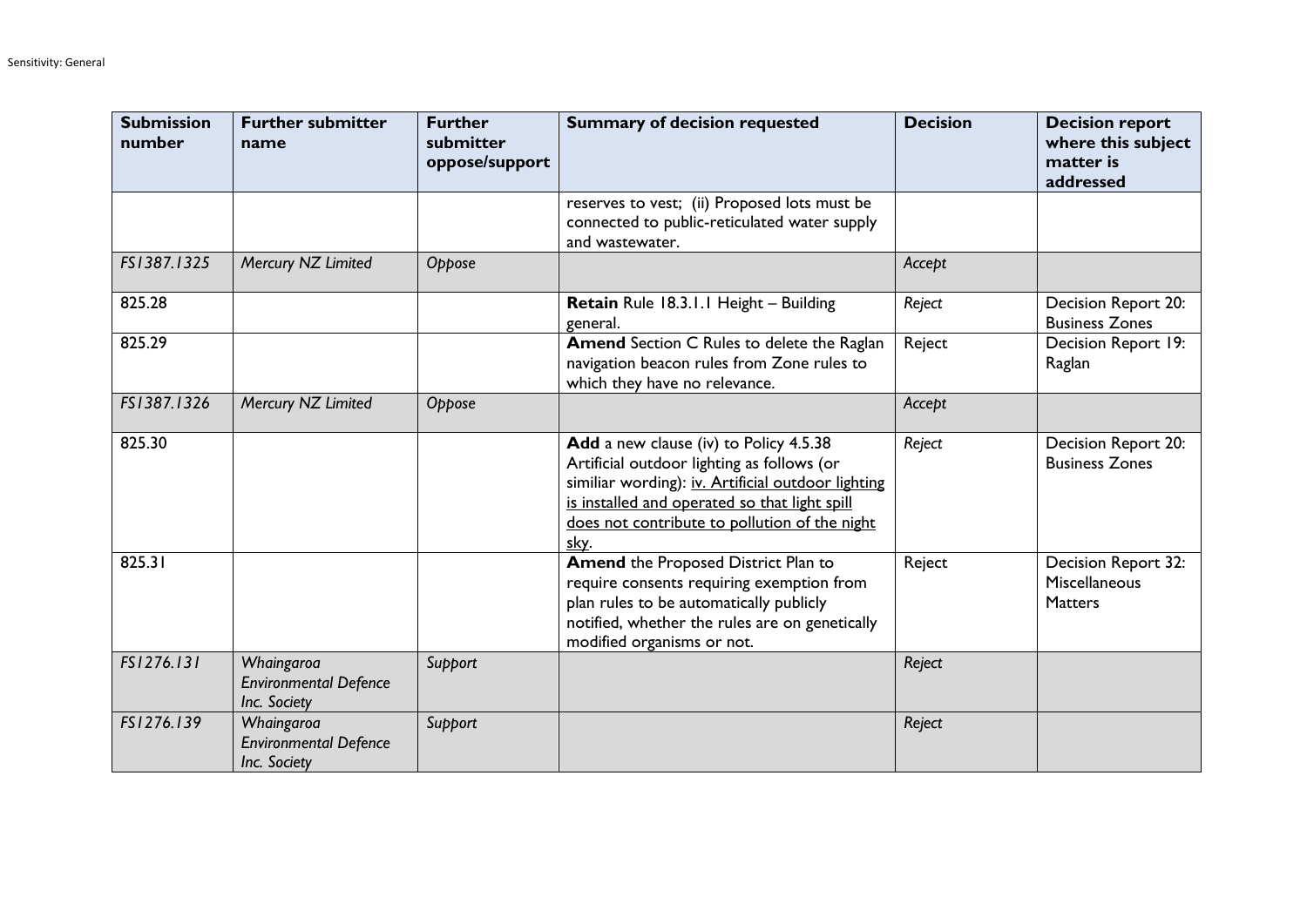| Submission number | Further submitter name | Further submitter oppose/support | Summary of decision requested | Decision | Decision report where this subject matter is addressed |
|---|---|---|---|---|---|
| | | | reserves to vest; (ii) Proposed lots must be connected to public-reticulated water supply and wastewater. | | |
| *FS1387.1325* | *Mercury NZ Limited* | *Oppose* | | *Accept* | |
| 825.28 | | | **Retain** Rule 18.3.1.1 Height – Building general. | *Reject* | Decision Report 20: Business Zones |
| 825.29 | | | **Amend** Section C Rules to delete the Raglan navigation beacon rules from Zone rules to which they have no relevance. | Reject | Decision Report 19: Raglan |
| *FS1387.1326* | *Mercury NZ Limited* | *Oppose* | | *Accept* | |
| 825.30 | | | **Add** a new clause (iv) to Policy 4.5.38 Artificial outdoor lighting as follows (or similiar wording): <u>iv. Artificial outdoor lighting is installed and operated so that light spill does not contribute to pollution of the night sky</u>. | *Reject* | Decision Report 20: Business Zones |
| 825.31 | | | **Amend** the Proposed District Plan to require consents requiring exemption from plan rules to be automatically publicly notified, whether the rules are on genetically modified organisms or not. | Reject | Decision Report 32: Miscellaneous Matters |
| *FS1276.131* | *Whaingaroa Environmental Defence Inc. Society* | *Support* | | *Reject* | |
| *FS1276.139* | *Whaingaroa Environmental Defence Inc. Society* | *Support* | | *Reject* | |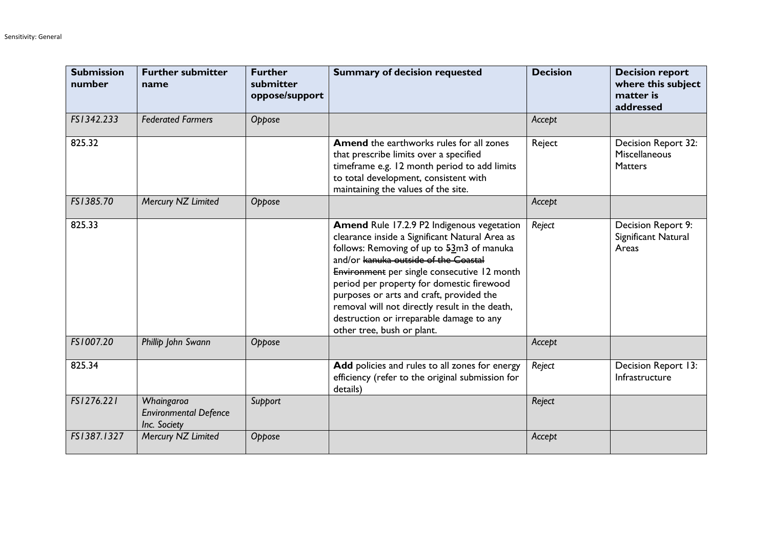| Submission number | Further submitter name | Further submitter oppose/support | Summary of decision requested | Decision | Decision report where this subject matter is addressed |
|---|---|---|---|---|---|
| *FS1342.233* | *Federated Farmers* | *Oppose* | | *Accept* | |
| 825.32 | | | **Amend** the earthworks rules for all zones that prescribe limits over a specified timeframe e.g. 12 month period to add limits to total development, consistent with maintaining the values of the site. | Reject | Decision Report 32: Miscellaneous Matters |
| *FS1385.70* | *Mercury NZ Limited* | *Oppose* | | *Accept* | |
| 825.33 | | | **Amend** Rule 17.2.9 P2 Indigenous vegetation clearance inside a Significant Natural Area as follows: Removing of up to ~~5~~3m3 of manuka and/or ~~kanuka outside of the Coastal Environment~~ per single consecutive 12 month period per property for domestic firewood purposes or arts and craft, provided the removal will not directly result in the death, destruction or irreparable damage to any other tree, bush or plant. | *Reject* | Decision Report 9: Significant Natural Areas |
| *FS1007.20* | *Phillip John Swann* | *Oppose* | | *Accept* | |
| 825.34 | | | **Add** policies and rules to all zones for energy efficiency (refer to the original submission for details) | *Reject* | Decision Report 13: Infrastructure |
| *FS1276.221* | *Whaingaroa Environmental Defence Inc. Society* | *Support* | | *Reject* | |
| *FS1387.1327* | *Mercury NZ Limited* | *Oppose* | | *Accept* | |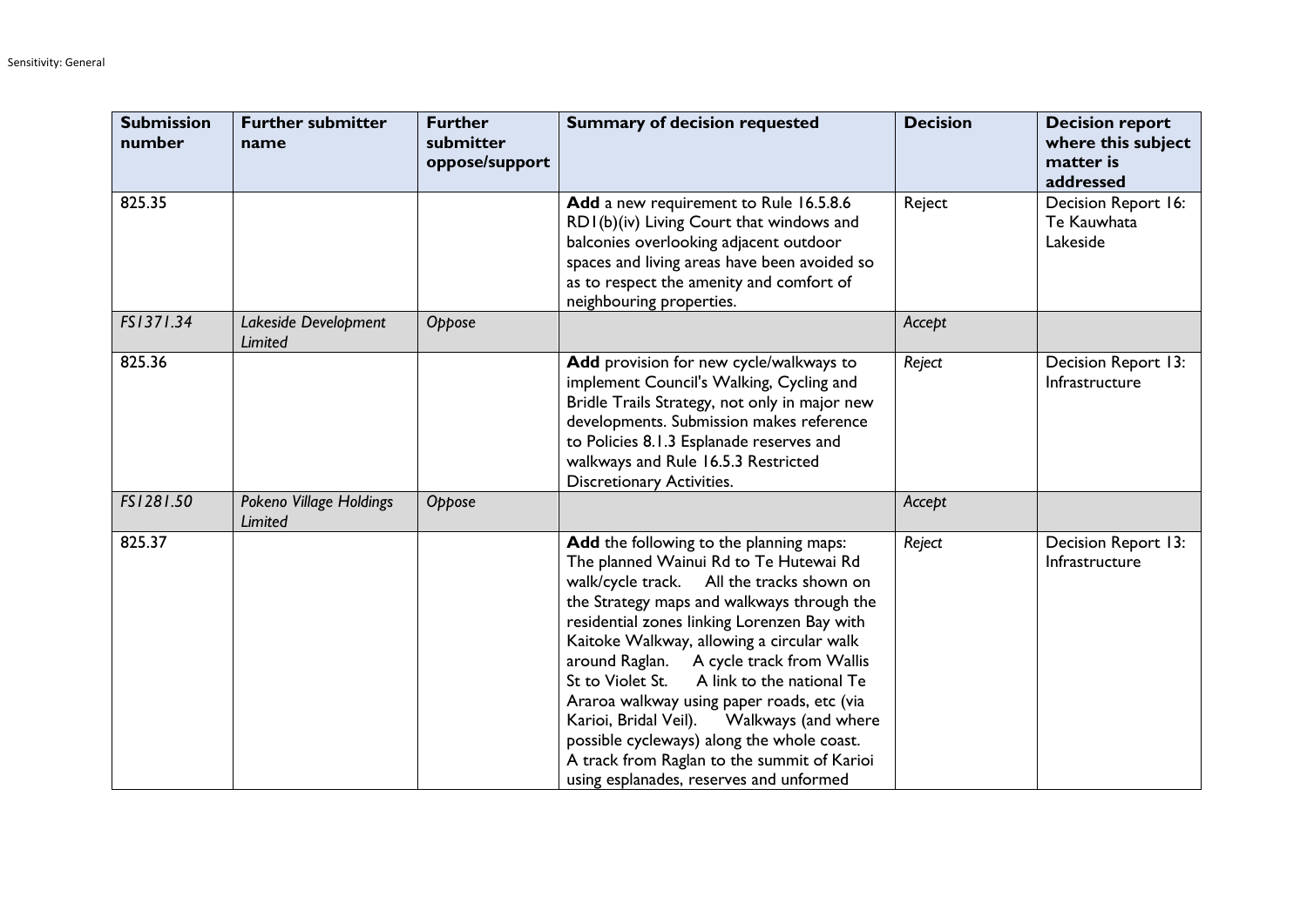| Submission number | Further submitter name | Further submitter oppose/support | Summary of decision requested | Decision | Decision report where this subject matter is addressed |
|---|---|---|---|---|---|
| 825.35 | | | **Add** a new requirement to Rule 16.5.8.6 RD1(b)(iv) Living Court that windows and balconies overlooking adjacent outdoor spaces and living areas have been avoided so as to respect the amenity and comfort of neighbouring properties. | Reject | Decision Report 16: Te Kauwhata Lakeside |
| *FS1371.34* | *Lakeside Development Limited* | *Oppose* | | *Accept* | |
| 825.36 | | | **Add** provision for new cycle/walkways to implement Council's Walking, Cycling and Bridle Trails Strategy, not only in major new developments. Submission makes reference to Policies 8.1.3 Esplanade reserves and walkways and Rule 16.5.3 Restricted Discretionary Activities. | *Reject* | Decision Report 13: Infrastructure |
| *FS1281.50* | *Pokeno Village Holdings Limited* | *Oppose* | | *Accept* | |
| 825.37 | | | **Add** the following to the planning maps: The planned Wainui Rd to Te Hutewai Rd walk/cycle track. All the tracks shown on the Strategy maps and walkways through the residential zones linking Lorenzen Bay with Kaitoke Walkway, allowing a circular walk around Raglan. A cycle track from Wallis St to Violet St. A link to the national Te Araroa walkway using paper roads, etc (via Karioi, Bridal Veil). Walkways (and where possible cycleways) along the whole coast. A track from Raglan to the summit of Karioi using esplanades, reserves and unformed | *Reject* | Decision Report 13: Infrastructure |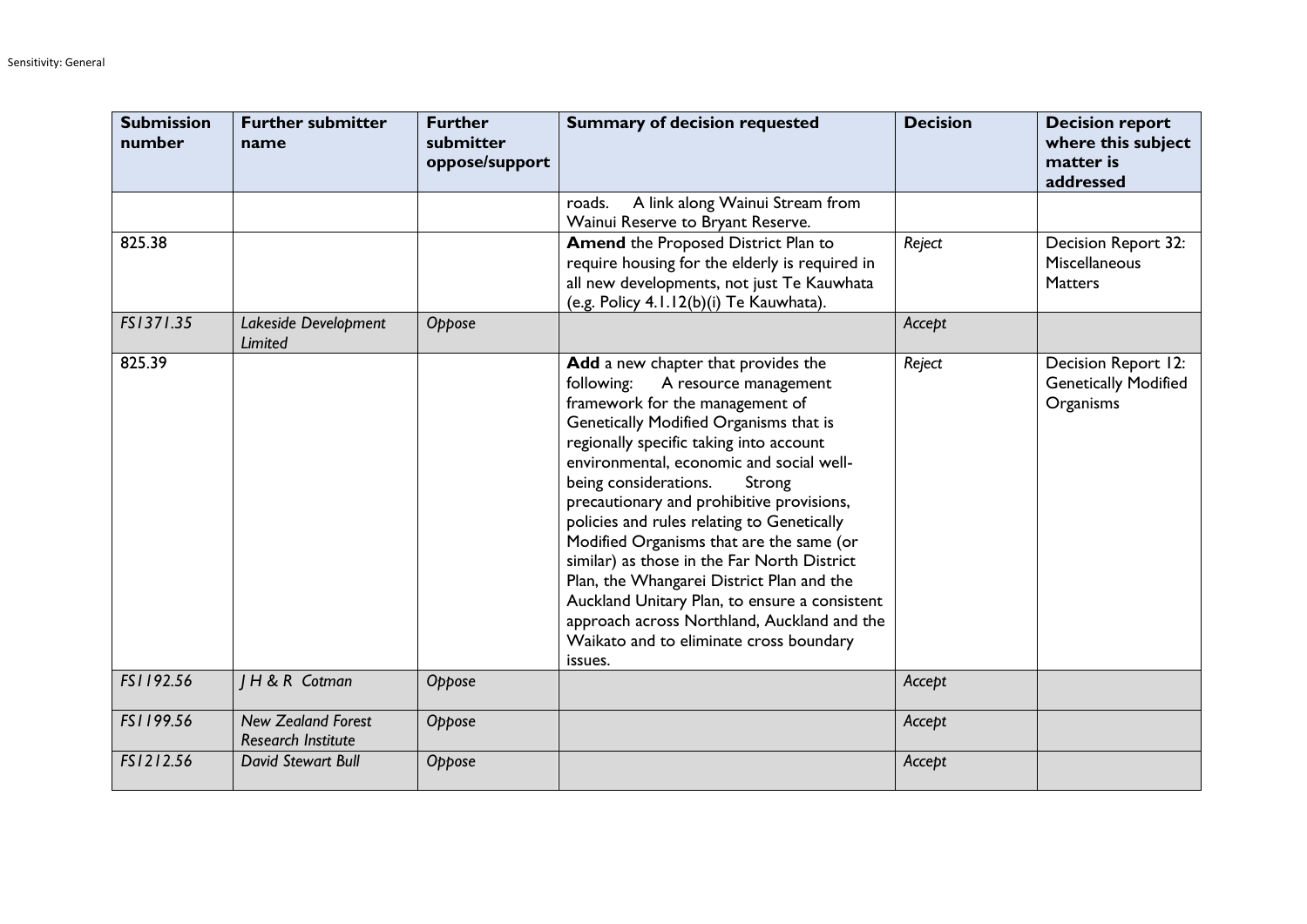| Submission number | Further submitter name | Further submitter oppose/support | Summary of decision requested | Decision | Decision report where this subject matter is addressed |
|---|---|---|---|---|---|
| | | | roads. A link along Wainui Stream from Wainui Reserve to Bryant Reserve. | | |
| 825.38 | | | **Amend** the Proposed District Plan to require housing for the elderly is required in all new developments, not just Te Kauwhata (e.g. Policy 4.1.12(b)(i) Te Kauwhata). | *Reject* | Decision Report 32: Miscellaneous Matters |
| *FS1371.35* | *Lakeside Development Limited* | *Oppose* | | *Accept* | |
| 825.39 | | | **Add** a new chapter that provides the following: A resource management framework for the management of Genetically Modified Organisms that is regionally specific taking into account environmental, economic and social well-being considerations. Strong precautionary and prohibitive provisions, policies and rules relating to Genetically Modified Organisms that are the same (or similar) as those in the Far North District Plan, the Whangarei District Plan and the Auckland Unitary Plan, to ensure a consistent approach across Northland, Auckland and the Waikato and to eliminate cross boundary issues. | *Reject* | Decision Report 12: Genetically Modified Organisms |
| *FS1192.56* | *J H & R Cotman* | *Oppose* | | *Accept* | |
| *FS1199.56* | *New Zealand Forest Research Institute* | *Oppose* | | *Accept* | |
| *FS1212.56* | *David Stewart Bull* | *Oppose* | | *Accept* | |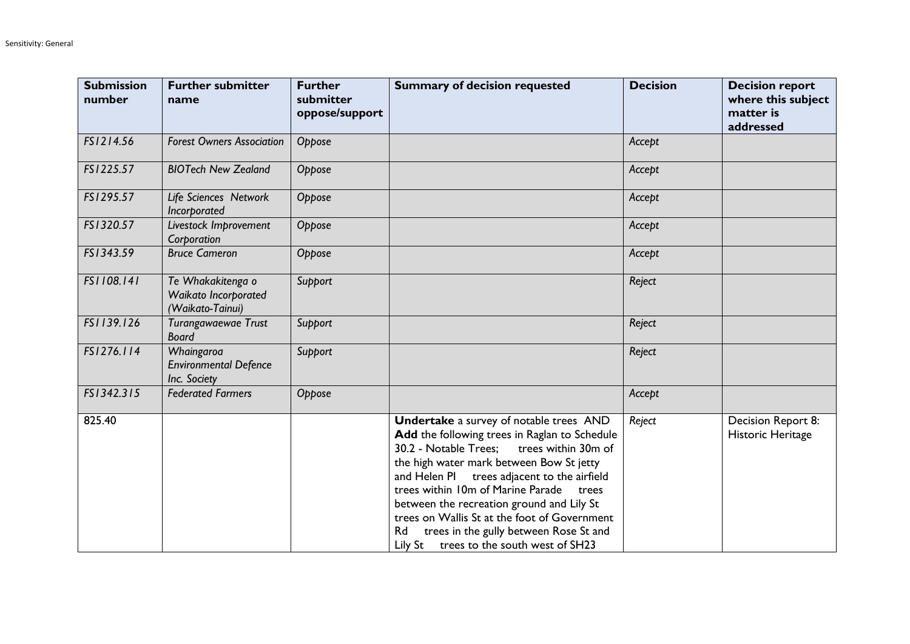| Submission number | Further submitter name | Further submitter oppose/support | Summary of decision requested | Decision | Decision report where this subject matter is addressed |
|---|---|---|---|---|---|
| *FS1214.56* | *Forest Owners Association* | *Oppose* | | *Accept* | |
| *FS1225.57* | *BIOTech New Zealand* | *Oppose* | | *Accept* | |
| *FS1295.57* | *Life Sciences Network Incorporated* | *Oppose* | | *Accept* | |
| *FS1320.57* | *Livestock Improvement Corporation* | *Oppose* | | *Accept* | |
| *FS1343.59* | *Bruce Cameron* | *Oppose* | | *Accept* | |
| *FS1108.141* | *Te Whakakitenga o Waikato Incorporated (Waikato-Tainui)* | *Support* | | *Reject* | |
| *FS1139.126* | *Turangawaewae Trust Board* | *Support* | | *Reject* | |
| *FS1276.114* | *Whaingaroa Environmental Defence Inc. Society* | *Support* | | *Reject* | |
| *FS1342.315* | *Federated Farmers* | *Oppose* | | *Accept* | |
| 825.40 | | | **Undertake** a survey of notable trees AND **Add** the following trees in Raglan to Schedule 30.2 - Notable Trees; trees within 30m of the high water mark between Bow St jetty and Helen Pl trees adjacent to the airfield trees within 10m of Marine Parade trees between the recreation ground and Lily St trees on Wallis St at the foot of Government Rd trees in the gully between Rose St and Lily St trees to the south west of SH23 | *Reject* | Decision Report 8: Historic Heritage |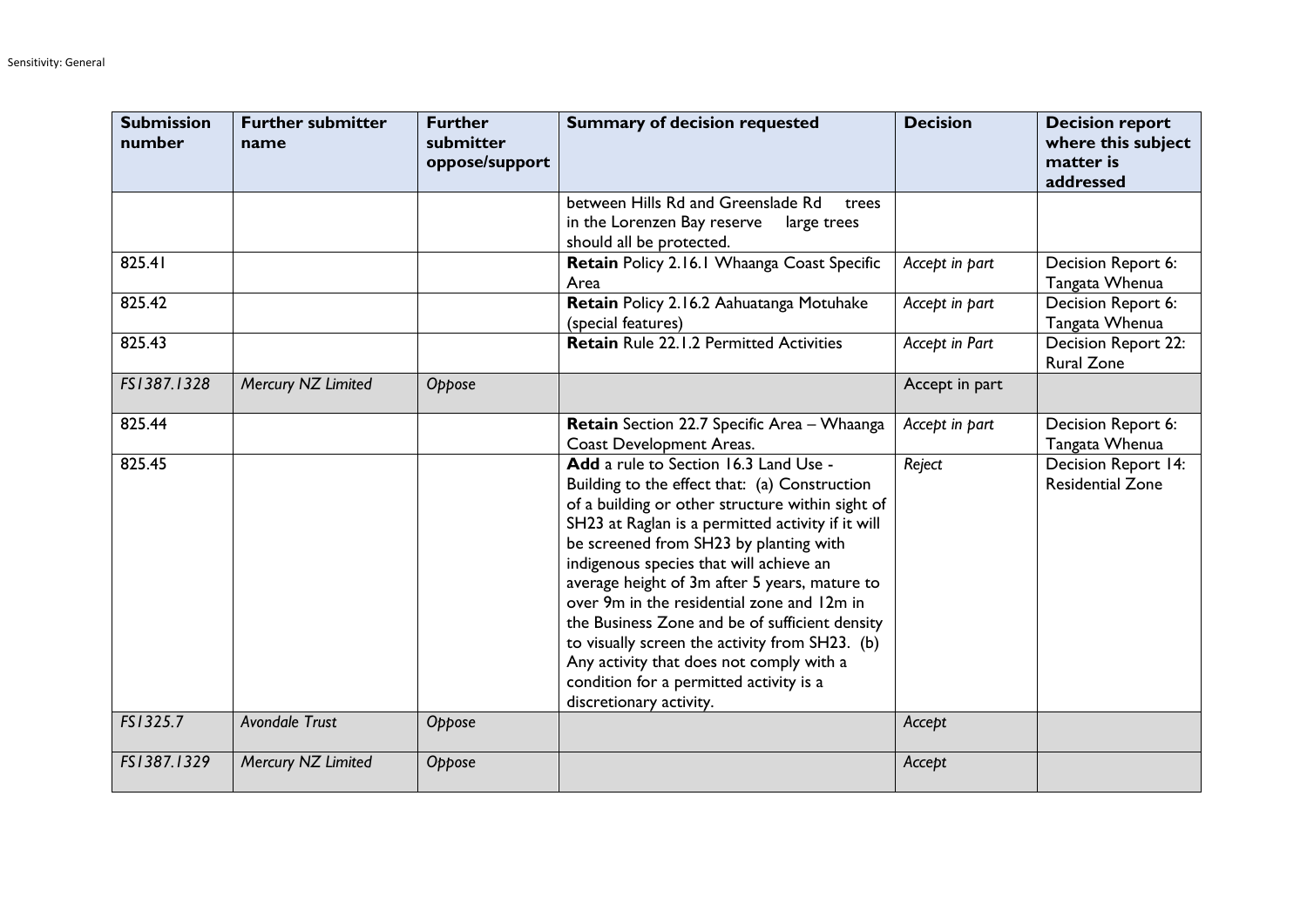| Submission number | Further submitter name | Further submitter oppose/support | Summary of decision requested | Decision | Decision report where this subject matter is addressed |
|---|---|---|---|---|---|
| | | | between Hills Rd and Greenslade Rd trees in the Lorenzen Bay reserve large trees should all be protected. | | |
| 825.41 | | | **Retain** Policy 2.16.1 Whaanga Coast Specific Area | *Accept in part* | Decision Report 6: Tangata Whenua |
| 825.42 | | | **Retain** Policy 2.16.2 Aahuatanga Motuhake (special features) | *Accept in part* | Decision Report 6: Tangata Whenua |
| 825.43 | | | **Retain** Rule 22.1.2 Permitted Activities | *Accept in Part* | Decision Report 22: Rural Zone |
| *FS1387.1328* | *Mercury NZ Limited* | *Oppose* | | Accept in part | |
| 825.44 | | | **Retain** Section 22.7 Specific Area – Whaanga Coast Development Areas. | *Accept in part* | Decision Report 6: Tangata Whenua |
| 825.45 | | | **Add** a rule to Section 16.3 Land Use - Building to the effect that: (a) Construction of a building or other structure within sight of SH23 at Raglan is a permitted activity if it will be screened from SH23 by planting with indigenous species that will achieve an average height of 3m after 5 years, mature to over 9m in the residential zone and 12m in the Business Zone and be of sufficient density to visually screen the activity from SH23. (b) Any activity that does not comply with a condition for a permitted activity is a discretionary activity. | *Reject* | Decision Report 14: Residential Zone |
| *FS1325.7* | *Avondale Trust* | *Oppose* | | *Accept* | |
| *FS1387.1329* | *Mercury NZ Limited* | *Oppose* | | *Accept* | |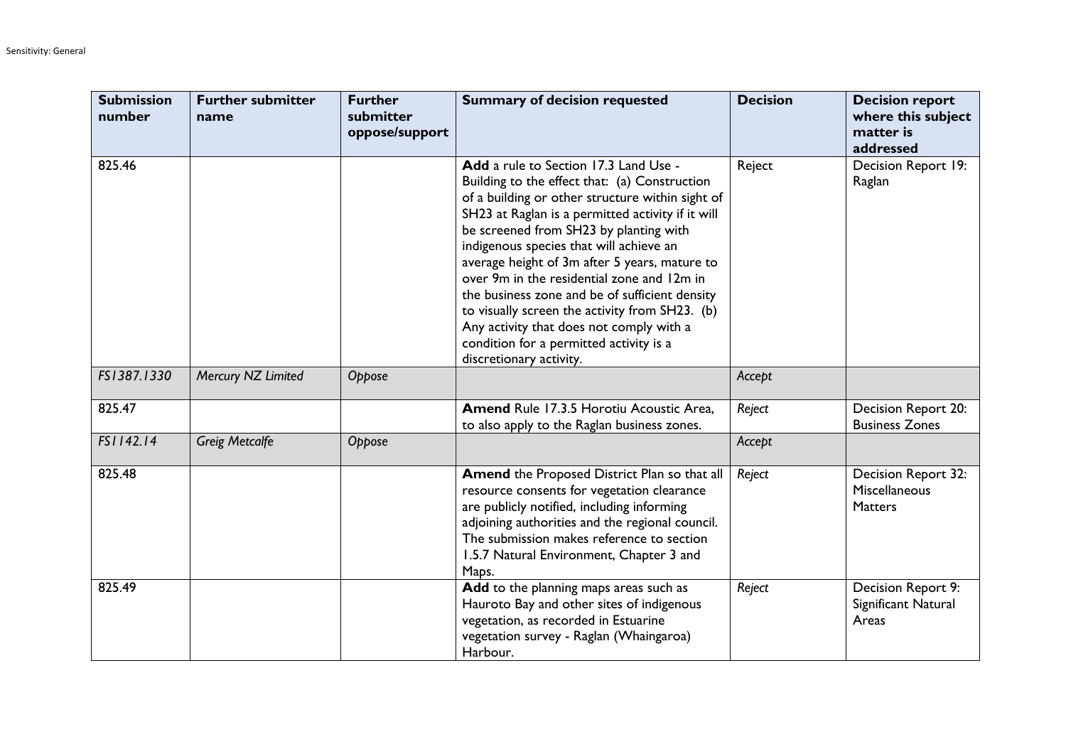| Submission number | Further submitter name | Further submitter oppose/support | Summary of decision requested | Decision | Decision report where this subject matter is addressed |
|---|---|---|---|---|---|
| 825.46 | | | **Add** a rule to Section 17.3 Land Use - Building to the effect that: (a) Construction of a building or other structure within sight of SH23 at Raglan is a permitted activity if it will be screened from SH23 by planting with indigenous species that will achieve an average height of 3m after 5 years, mature to over 9m in the residential zone and 12m in the business zone and be of sufficient density to visually screen the activity from SH23. (b) Any activity that does not comply with a condition for a permitted activity is a discretionary activity. | Reject | Decision Report 19: Raglan |
| *FS1387.1330* | *Mercury NZ Limited* | *Oppose* | | *Accept* | |
| 825.47 | | | **Amend** Rule 17.3.5 Horotiu Acoustic Area, to also apply to the Raglan business zones. | *Reject* | Decision Report 20: Business Zones |
| *FS1142.14* | *Greig Metcalfe* | *Oppose* | | *Accept* | |
| 825.48 | | | **Amend** the Proposed District Plan so that all resource consents for vegetation clearance are publicly notified, including informing adjoining authorities and the regional council. The submission makes reference to section 1.5.7 Natural Environment, Chapter 3 and Maps. | *Reject* | Decision Report 32: Miscellaneous Matters |
| 825.49 | | | **Add** to the planning maps areas such as Hauroto Bay and other sites of indigenous vegetation, as recorded in Estuarine vegetation survey - Raglan (Whaingaroa) Harbour. | *Reject* | Decision Report 9: Significant Natural Areas |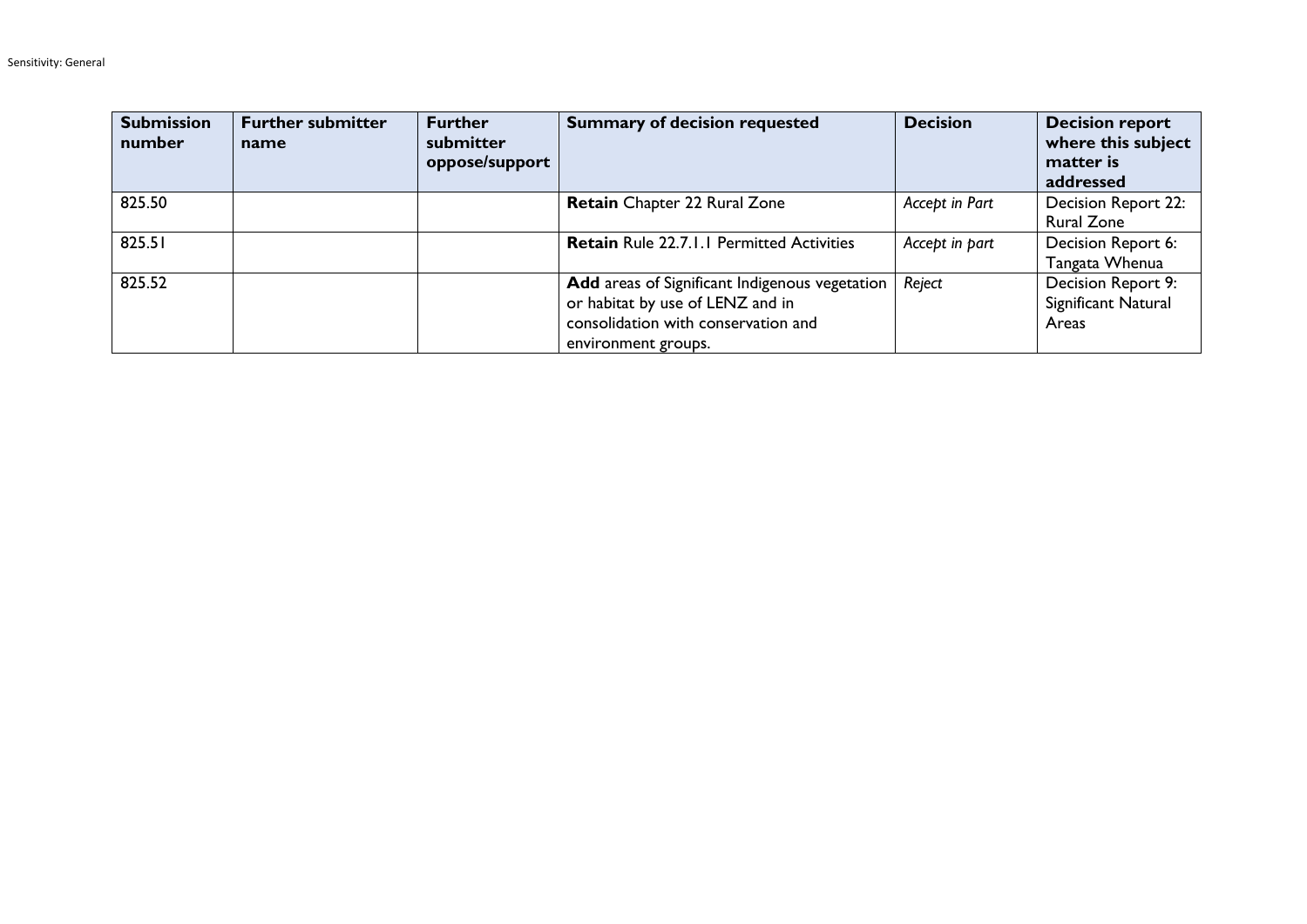| Submission number | Further submitter name | Further submitter oppose/support | Summary of decision requested | Decision | Decision report where this subject matter is addressed |
|---|---|---|---|---|---|
| 825.50 | | | **Retain** Chapter 22 Rural Zone | *Accept in Part* | Decision Report 22: Rural Zone |
| 825.51 | | | **Retain** Rule 22.7.1.1 Permitted Activities | *Accept in part* | Decision Report 6: Tangata Whenua |
| 825.52 | | | **Add** areas of Significant Indigenous vegetation or habitat by use of LENZ and in consolidation with conservation and environment groups. | *Reject* | Decision Report 9: Significant Natural Areas |